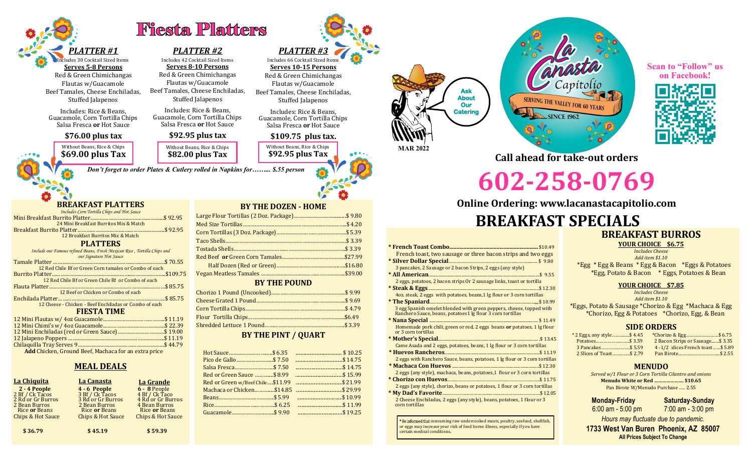# Fiesta Platters

### *PLATTER #1*

Includes 30 Cocktail Sized Items

**Serves 5-8 Persons**

Red & Green Chimichangas
Flautas w/Guacamole
Beef Tamales, Cheese Enchiladas,
Stuffed Jalapenos

Includes: Rice & Beans,
Guacamole, Corn Tortilla Chips
Salsa Fresca **or** Hot Sauce

**$76.00 plus tax**

Without Beans, Rice & Chips
**$69.00 plus Tax**

### *PLATTER #2*

Includes 42 Cocktail Sized Items

**Serves 8-10 Persons**

Red & Green Chimichangas
Flautas w/Guacamole
Beef Tamales, Cheese Enchiladas,
Stuffed Jalapenos

Includes: Rice & Beans,
Guacamole, Corn Tortilla Chips
Salsa Fresca **or** Hot Sauce

**$92.95 plus tax**

Without Beans, Rice & Chips
**$82.00 plus Tax**

### *PLATTER #3*

Includes 66 Cocktail Sized Items

**Serves 10-15 Persons**

Red & Green Chimichangas
Flautas w/Guacamole
Beef Tamales, Cheese Enchiladas,
Stuffed Jalapenos

Includes: Rice & Beans,
Guacamole, Corn Tortilla Chips
Salsa Fresca **or** Hot Sauce

**$109.75 plus tax.**

Without Beans, Rice & Chips
**$92.95 plus Tax**

***Don't forget to order Plates & Cutlery rolled in Napkins for…….. $.55 person***

## BREAKFAST PLATTERS

*Includes Corn Tortilla Chips and Hot Sauce*

| Item | Price |
|---|---|
| Mini Breakfast Burrito Platter (24 Mini Breakfast Burritos Mix & Match) | $ 92.95 |
| Breakfast Burrito Platter (12 Breakfast Burritos Mix & Match) | $92.95 |

## PLATTERS

*Include our Famous refined Beans, Fresh Mexican Rice, Tortilla Chips and our Signature Hot Sauce*

| Item | Price |
|---|---|
| Tamale Platter (12 Red Chile Bf or Green Corn tamales or Combo of each) | $ 70.55 |
| Burrito Platter (12 Red Chile Bf or Green Chile Bf or Combo of each) | $109.75 |
| Flauta Platter (12 Beef or Chicken or Combo of each) | $85.75 |
| Enchilada Platter (12 Cheese - Chicken - Beef Enchiladas or Combo of each) | $ 85.75 |

## FIESTA PLATTERS

| Item | Price |
|---|---|
| 12 Mini Flautas w/ 4oz Guacamole | $11.19 |
| 12 Mini Chimi's w/ 4oz Guacamole | $ 22.39 |
| 12 Mini Enchiladas (red or Green Sauce) | $ 19.00 |
| 12 Jalapeno Poppers | $11.19 |
| Chilaquilla Tray Serves 9 | $ 44.79 |

**Add** Chicken, Ground Beef, Machaca for an extra price

## MEAL DEALS

| La Chiquita | La Canasta | La Grande |
|---|---|---|
| 2 - 4 People | 4 - 6 People | 6 - 8 People |
| 2 Bf / Ck Tacos | 3 Bf / Ck Tacos | 4 Bf / Ck Taco |
| 2 Rd or Gr Burros | 3 Rd or Gr Burros | 4 Rd or Gr Burros |
| 2 Bean Burros | 2 Bean Burros | 4 Bean Burros |
| Rice **or** Beans | Rice **or** Beans | Rice **or** Beans |
| Chips & Hot Sauce | Chips & Hot Sauce | Chips & Hot Sauce |
| **$ 36.79** | **$ 45.19** | **$ 59.39** |

## BY THE DOZEN - HOME

| Item | Price |
|---|---|
| Large Flour Tortillas (2 Doz. Package) | $ 9.80 |
| Med Size Tortillas | $ 4.20 |
| Corn Tortillas (3 Doz. Package) | $ 5.39 |
| Taco Shells | $ 3.39 |
| Tostada Shells | $ 3.39 |
| Red Beef **or** Green Corn Tamales | $27.99 |
| Half Dozen (Red or Green) | $16.80 |
| Vegan Meatless Tamales | $39.00 |

## BY THE POUND

| Item | Price |
|---|---|
| Chorizo 1 Pound (Uncooked) | $ 9.99 |
| Cheese Grated 1 Pound | $ 9.69 |
| Corn Tortilla Chips | $ 4.79 |
| Flour Tortilla Chips | $6.49 |
| Shredded Lettuce 1 Pound | $ 3.39 |

## BY THE PINT / QUART

| Item | Pint | Quart |
|---|---|---|
| Hot Sauce | $ 6.35 | $ 10.25 |
| Pico de Gallo | $ 7.50 | $ 14.75 |
| Salsa Fresca | $ 7.50 | $ 14.75 |
| Red or Green Sauce | $ 8.99 | $ 15.99 |
| Red or Green w/Beef Chile | $11.99 | $ 21.99 |
| Machaca or Chicken | $14.85 | $ 29.99 |
| Beans | $ 5.99 | $ 10.99 |
| Rice | $ 6.25 | $ 11.99 |
| Guacamole | $ 9.90 | $ 19.25 |

Ask About Our Catering

MAR 2022

La Canasta Capitolio
SERVING THE VALLEY FOR 60 YEARS
SINCE 1962

**Scan to "Follow" us on Facebook!**

**Call ahead for take-out orders**

# 602-258-0769

**Online Ordering: www.lacanastacapitolio.com**

# BREAKFAST SPECIALS

| Item | Price |
|---|---|
| **\* French Toast Combo** — French toast, two sausage or three bacon strips and two eggs | $10.49 |
| **\* Silver Dollar Special** — 3 pancakes, 2 Sausage or 2 bacon Strips, 2 eggs (any style) | $ 9.80 |
| **\* All American** — 2 eggs, potatoes, 2 bacon strips Or 2 sausage links, toast or tortilla | $ 9.55 |
| **\* Steak & Eggs** — 4oz. steak, 2 eggs with potatoes, beans,1 lg flour or 3 corn tortillas | $12.30 |
| **\* The Spaniard** — 3 egg Spanish omelet blended with green peppers, cheese, topped with Ranchero Sauce, beans, potatoes 1 lg flour 3 corn tortillas | $10.99 |
| **\* Nana Special** — Homemade pork chili, green or red, 2 eggs beans **or** potatoes, 1 lg flour or 3 corn tortillas | $ 11.49 |
| **\* Mother's Special** — Came Asada and 2 eggs, potatoes, beans, 1 lg flour or 3 corn tortillas | $ 13.45 |
| **\* Huevos Rancheros** — 2 eggs with Ranchero Sauce, beans, potatoes, 1 lg flour or 3 corn tortillas | $ 11.19 |
| **\* Machaca Con Huevos** — 2 eggs (any style), machaca, beans, potatoes,1 flour or 3 corn tortillas | $12.30 |
| **\* Chorizo con Huevos** — 2 eggs (any style), chorizo, beans or potatoes, 1 flour or 3 corn tortillas | $ 11.75 |
| **\* My Dad's Favorite** — 2 Cheese Enchiladas, 2 eggs (any style), beans, potatoes, 1 flour or 3 corn tortillas | $ 12.05 |

\* Be informed that consuming raw undercooked meats, poultry, seafood, shellfish, or eggs may increase your risk of food borne illness, especially if you have certain medical conditions.

## BREAKFAST BURROS

**YOUR CHOICE $6.75**

*Includes Cheese*
*Add item $1.10*

\*Egg \* Egg & Beans \* Egg & Bacon \*Eggs & Potatoes
\*Egg, Potato & Bacon \* Eggs, Potatoes & Bean

**YOUR CHOICE $7.85**

*Includes Cheese*
*Add item $1.10*

\*Eggs, Potato & Sausage \*Chorizo & Egg \*Machaca & Egg
\*Chorizo, Egg & Potatoes \*Chorizo, Egg, & Bean

## SIDE ORDERS

| Item | Price | Item | Price |
|---|---|---|---|
| \* 2 Eggs, any style | $ 4.45 | \*Chorizo & Egg | $ 6.75 |
| Potatoes | $ 3.59 | 2 Bacon Strips or Sausage | $ 3.35 |
| 3 Pancakes | $ 5.59 | 4 -1/2 slices French toast | $ 5.89 |
| 2 Slices of Toast | $ 2.79 | Pan Birote | $ 2.55 |

## MENUDO

*Served w/1 Flour or 3 Corn Tortilla Cilantro and onions*

**Menudo White or Red ..................... $10.65**

Pan Birote W/Menudo Purchase ..... 2.55

| Monday-Friday | Saturday-Sunday |
|---|---|
| 6:00 am - 5:00 pm | 7:00 am - 3:00 pm |

*Hours may fluctuate due to pandemic.*

**1733 West Van Buren Phoenix, AZ 85007**

**All Prices Subject To Change**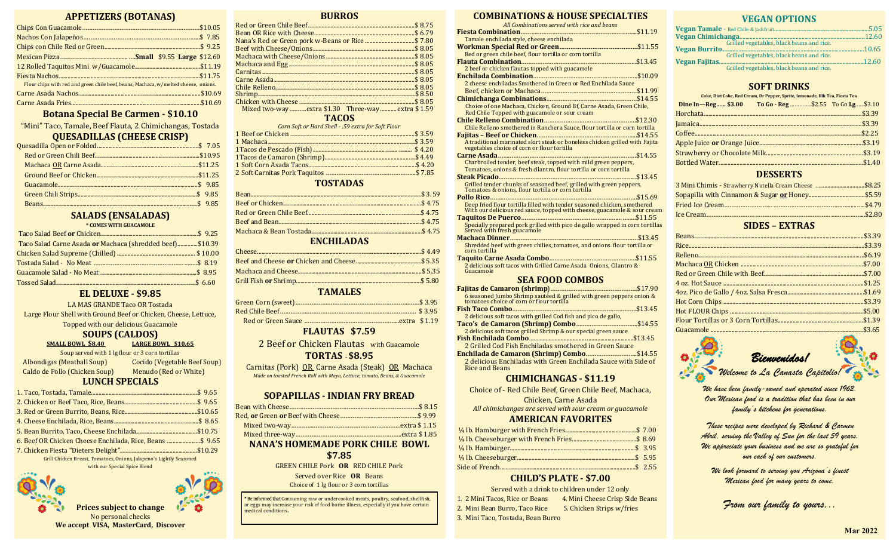## APPETIZERS (BOTANAS)

Chips Con Guacamole....$10.05
Nachos Con Jalapeños....$ 7.85
Chips con Chile Red or Green....$ 9.25
Mexican Pizza.... **Small** $9.55 **Large** $12.60
12 Rolled Taquitos Mini w/Guacamole....$11.19
Fiesta Nachos....$11.75
Flour chips with red and green chile beef, beans, Machaca, w/melted cheese, onions.
Carne Asada Nachos....$10.69
Carne Asada Fries....$10.69

### Botana Special Be Carmen - $10.10

"Mini" Taco, Tamale, Beef Flauta, 2 Chimichangas, Tostada

## QUESADILLAS (CHEESE CRISP)

Quesadilla Open or Folded....$ 7.05
Red or Green Chili Beef....$10.95
Machaca OR Carne Asada....$11.25
Ground Beef or Chicken....$11.25
Guacamole....$ 9.85
Green Chili Strips....$ 9.85
Beans....$ 9.85

## SALADS (ENSALADAS)

\* COMES WITH GUACAMOLE

Taco Salad Beef **or** Chicken....$ 9.25
Taco Salad Carne Asada **or** Machaca (shredded beef)....$10.39
Chicken Salad Supreme (Chilled)....$ 10.00
Tostada Salad - No Meat....$ 8.19
Guacamole Salad - No Meat....$ 8.95
Tossed Salad....$ 6.60

## EL DELUXE - $9.85

LA MAS GRANDE Taco OR Tostada
Large Flour Shell with Ground Beef or Chicken, Cheese, Lettuce, Topped with our delicious Guacamole

## SOUPS (CALDOS)

SMALL BOWL $8.40 — LARGE BOWL $10.65

Soup served with 1 lg flour or 3 corn tortillas

Albondigas (Meatball Soup) — Cocido (Vegetable Beef Soup)
Caldo de Pollo (Chicken Soup) — Menudo (Red or White)

## LUNCH SPECIALS

1. Taco, Tostada, Tamale....$ 9.65
2. Chicken or Beef Taco, Rice, Beans....$ 9.65
3. Red or Green Burrito, Beans, Rice....$10.65
4. Cheese Enchilada, Rice, Beans....$ 8.65
5. Bean Burrito, Taco, Cheese Enchilada....$10.75
6. Beef OR Chicken Cheese Enchilada, Rice, Beans....$ 9.65
7. Chicken Fiesta "Dieters Delight"....$10.29
Grill Chicken Breast, Tomatoes, Onions, Jalapeno's Lightly Seasoned with our Special Spice Blend

**Prices subject to change**
No personal checks
**We accept VISA, MasterCard, Discover**

## BURROS

Red or Green Chile Beef....$ 8.75
Bean OR Rice with Cheese....$ 6.79
Nana's Red or Green pork w-Beans or Rice....$ 7.80
Beef with Cheese/Onions....$ 8.05
Machacha with Cheese/Onions....$ 8.05
Machaca and Egg....$ 8.05
Carnitas....$ 8.05
Carne Asada....$ 8.05
Chile Relleno....$ 8.05
Shrimp....$ 8.50
Chicken with Cheese....$ 8.05
Mixed two-way....extra $1.30 Three-way....extra $ 1.59

## TACOS

*Corn Soft or Hard Shell - .59 extra for Soft Flour*

1 Beef or Chicken....$ 3.59
1 Machaca....$ 3.59
1Tacos de Pescado (Fish)....$ 4.20
1Tacos de Camaron (Shrimp)....$ 4.49
1 Soft Corn Asada Tacos....$ 4.20
2 Soft Carnitas Pork Taquitos....$ 7.85

## TOSTADAS

Bean....$ 3.59
Beef or Chicken....$ 4.75
Red or Green Chile Beef....$ 4.75
Beef and Bean....$ 4.75
Machaca & Bean Tostada....$ 4.75

## ENCHILADAS

Cheese....$ 4.49
Beef and Cheese **or** Chicken and Cheese....$ 5.35
Machaca and Cheese....$ 5.35
Grill Fish **or** Shrimp....$ 5.80

## TAMALES

Green Corn (sweet)....$ 3.95
Red Chile Beef....$ 3.95
Red or Green Sauce....extra $ 1.19

## FLAUTAS $7.59

2 Beef or Chicken Flautas with Guacamole

## TORTAS - $8.95

Carnitas (Pork) OR Carne Asada (Steak) OR Machaca
*Made on toasted French Roll with Mayo, Lettuce, tomato, Beans, & Guacamole*

## SOPAPILLAS - INDIAN FRY BREAD

Bean with Cheese....$ 8.15
Red, **or** Green **or** Beef with Cheese....$ 9.99
Mixed two-way....extra $ 1.15
Mixed three-way....extra $ 1.85

## NANA'S HOMEMADE PORK CHILE BOWL

**$7.85**

GREEN CHILE Pork **OR** RED CHILE Pork
Served over Rice **OR** Beans
Choice of 1 lg flour or 3 corn tortillas

\* Be informed that Consuming raw or undercooked meats, poultry, seafood, shellfish, or eggs may increase your risk of food borne illness, especially if you have certain medical conditions.

## COMBINATIONS & HOUSE SPECIALTIES

*All Combinations served with rice and beans*

**Fiesta Combination**....$11.19
Tamale enchilada style, cheese enchilada
**Workman Special Red or Green**....$11.55
Red or green chile beef, flour tortilla or corn tortilla
**Flauta Combination**....$13.45
2 beef or chicken flautas topped with guacamole
**Enchilada Combination**....$10.09
2 cheese enchiladas Smothered in Green or Red Enchilada Sauce
Beef, chicken or Machaca....$11.99
**Chimichanga Combinations**....$14.55
Choice of one Machaca, Chicken, Ground Bf, Carne Asada, Green Chile, Red Chile Topped with guacamole or sour cream
**Chile Relleno Combination**....$12.30
Chile Relleno smothered in Ranchera Sauce, flour tortilla or corn tortilla
**Fajitas – Beef or Chicken**....$14.55
A traditional marinated skirt steak or boneless chicken grilled with Fajita vegetables choice of corn or flour tortilla
**Carne Asada**....$14.55
Charbroiled tender, beef steak, topped with mild green peppers, Tomatoes, onions & fresh cilantro, flour tortilla or corn tortilla
**Steak Picado**....$13.45
Grilled tender chunks of seasoned beef, grilled with green peppers, Tomatoes & onions, flour tortilla or corn tortilla
**Pollo Rico**....$15.69
Deep fried flour tortilla filled with tender seasoned chicken, smothered With our delicious red sauce, topped with cheese, guacamole & sour cream
**Taquitos De Puerco**....$11.55
Specially prepared pork grilled with pico de gallo wrapped in corn tortillas Served with fresh guacamole
**Machaca Dinner**....$13.45
Shredded beef with green chilies, tomatoes, and onions. flour tortilla or corn tortilla
**Taquito Carne Asada Combo**....$11.55
2 delicious soft tacos with Grilled Carne Asada Onions, Cilantro & Guacamole

## SEA FOOD COMBOS

**Fajitas de Camaron (shrimp)**....$17.90
6 seasoned Jumbo Shrimp sautéed & grilled with green peppers onion & tomatoes choice of corn or flour tortilla
**Fish Taco Combo**....$13.45
2 delicious soft tacos with grilled Cod fish and pico de gallo,
**Taco's de Camaron (Shrimp) Combo**....$14.55
2 delicious soft tacos grilled Shrimp & our special green sauce
**Fish Enchilada Combo**....$13.45
2 Grilled Cod Fish Enchiladas smothered in Green Sauce
**Enchilada de Camaron (Shrimp) Combo**....$14.55
2 delicious Enchiladas with Green Enchilada Sauce with Side of Rice and Beans

## CHIMICHANGAS - $11.19

Choice of - Red Chile Beef, Green Chile Beef, Machaca, Chicken, Carne Asada
*All chimichangas are served with sour cream or guacamole*

## AMERICAN FAVORITES

¼ lb. Hamburger with French Fries....$ 7.00
¼ lb. Cheeseburger with French Fries....$ 8.69
¼ lb. Hamburger....$ 3.95
¼ lb. Cheeseburger....$ 5.95
Side of French....$ 2.55

## CHILD'S PLATE - $7.00

Served with a drink to children under 12 only

1. 2 Mini Tacos, Rice or Beans
2. Mini Bean Burro, Taco Rice
3. Mini Taco, Tostada, Bean Burro
4. Mini Cheese Crisp Side Beans
5. Chicken Strips w/fries

## VEGAN OPTIONS

**Vegan Tamale** - Red Chile & Jackfruit....5.05
**Vegan Chimichanga**....12.60
Grilled vegetables, black beans and rice.
**Vegan Burrito**....10.65
Grilled vegetables, black beans and rice.
**Vegan Fajitas**....12.60
Grilled vegetables, black beans and rice.

## SOFT DRINKS

Coke, Diet Coke, Red Cream, Dr Pepper, Sprite, lemonade, Blk Tea, Fiesta Tea

**Dine In—Reg.... $3.00** **To Go - Reg**....$2.55 To Go **Lg**....$3.10
Horchata....$3.39
Jamaica....$3.39
Coffee....$2.25
Apple Juice **or** Orange Juice....$3.19
Strawberry or Chocolate Milk....$3.19
Bottled Water....$1.40

## DESSERTS

3 Mini Chimis - Strawberry Nutella Cream Cheese....$8.25
Sopapilla with Cinnamon & Sugar **or** Honey....$5.59
Fried Ice Cream....$4.79
Ice Cream....$2.80

## SIDES – EXTRAS

Beans....$3.39
Rice....$3.39
Relleno....$6.19
Machaca OR Chicken....$7.00
Red or Green Chile with Beef....$7.00
4 oz. Hot Sauce....$1.25
4oz. Pico de Gallo / 4oz. Salsa Fresca....$1.69
Hot Corn Chips....$3.39
Hot FLOUR Chips....$5.00
Flour Tortillas or 3 Corn Tortillas....$1.39
Guacamole....$3.65

***Bienvenidos!***
*Welcome to La Canasta Capitolio!*

*We have been family-owned and operated since 1962. Our Mexican food is a tradition that has been in our family's kitchens for generations.*

*These recipes were developed by Richard & Carmen Abril, serving the Valley of Sun for the last 59 years. We appreciate your business and we are so grateful for our each of our customers.*

*We look forward to serving you Arizona's finest Mexican food for many years to come.*

*From our family to yours...*

**Mar 2022**